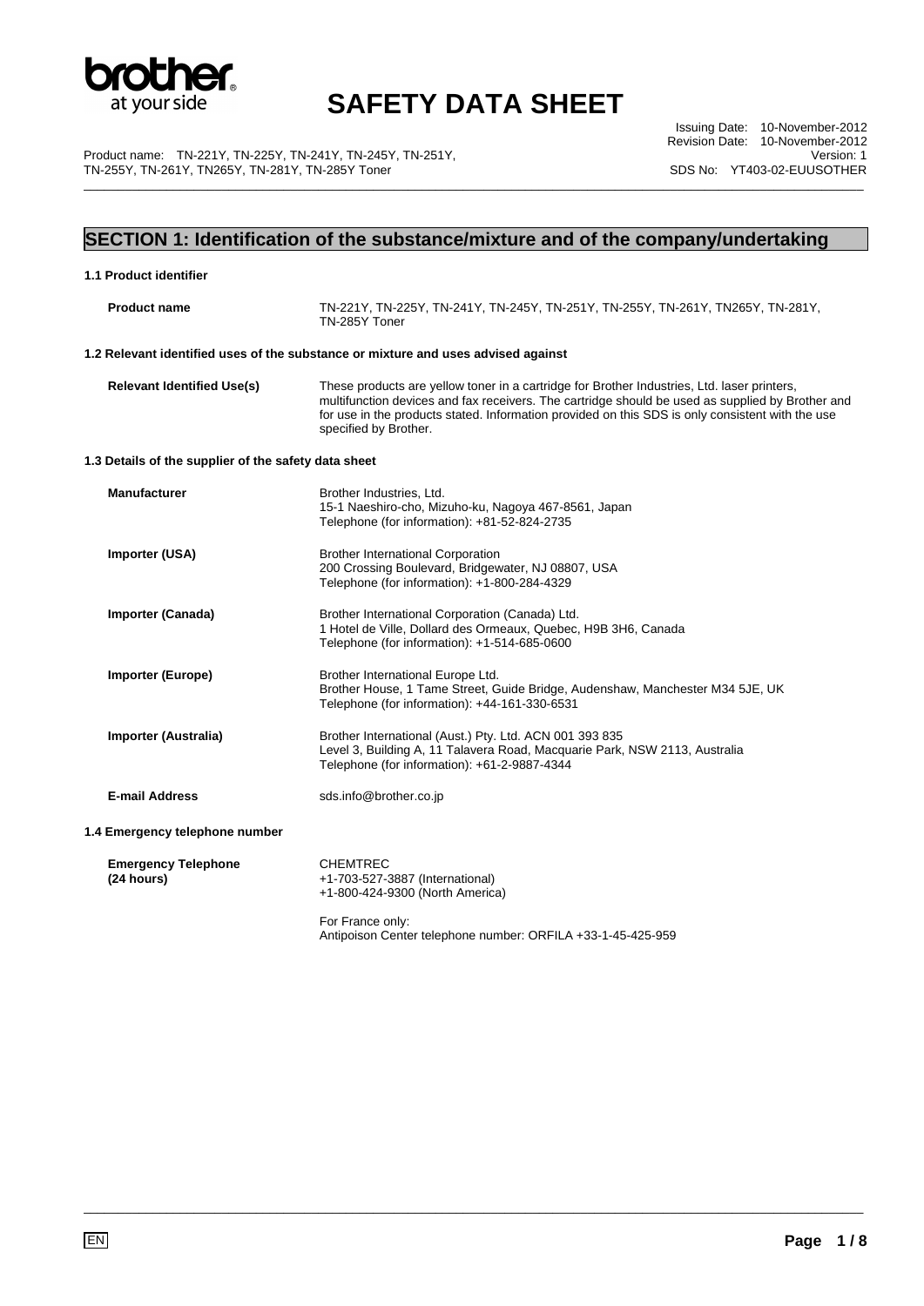# SAFETY DATA SHEET

Issuing Date: 10-November-2012
Revision Date: 10-November-2012
Version: 1
SDS No: YT403-02-EUUSOTHER

Product name: TN-221Y, TN-225Y, TN-241Y, TN-245Y, TN-251Y, TN-255Y, TN-261Y, TN265Y, TN-281Y, TN-285Y Toner

## SECTION 1: Identification of the substance/mixture and of the company/undertaking

### 1.1 Product identifier

**Product name**
TN-221Y, TN-225Y, TN-241Y, TN-245Y, TN-251Y, TN-255Y, TN-261Y, TN265Y, TN-281Y, TN-285Y Toner

### 1.2 Relevant identified uses of the substance or mixture and uses advised against

**Relevant Identified Use(s)**
These products are yellow toner in a cartridge for Brother Industries, Ltd. laser printers, multifunction devices and fax receivers. The cartridge should be used as supplied by Brother and for use in the products stated. Information provided on this SDS is only consistent with the use specified by Brother.

### 1.3 Details of the supplier of the safety data sheet

**Manufacturer**
Brother Industries, Ltd.
15-1 Naeshiro-cho, Mizuho-ku, Nagoya 467-8561, Japan
Telephone (for information): +81-52-824-2735

**Importer (USA)**
Brother International Corporation
200 Crossing Boulevard, Bridgewater, NJ 08807, USA
Telephone (for information): +1-800-284-4329

**Importer (Canada)**
Brother International Corporation (Canada) Ltd.
1 Hotel de Ville, Dollard des Ormeaux, Quebec, H9B 3H6, Canada
Telephone (for information): +1-514-685-0600

**Importer (Europe)**
Brother International Europe Ltd.
Brother House, 1 Tame Street, Guide Bridge, Audenshaw, Manchester M34 5JE, UK
Telephone (for information): +44-161-330-6531

**Importer (Australia)**
Brother International (Aust.) Pty. Ltd. ACN 001 393 835
Level 3, Building A, 11 Talavera Road, Macquarie Park, NSW 2113, Australia
Telephone (for information): +61-2-9887-4344

**E-mail Address**
sds.info@brother.co.jp

### 1.4 Emergency telephone number

**Emergency Telephone (24 hours)**
CHEMTREC
+1-703-527-3887 (International)
+1-800-424-9300 (North America)

For France only:
Antipoison Center telephone number: ORFILA +33-1-45-425-959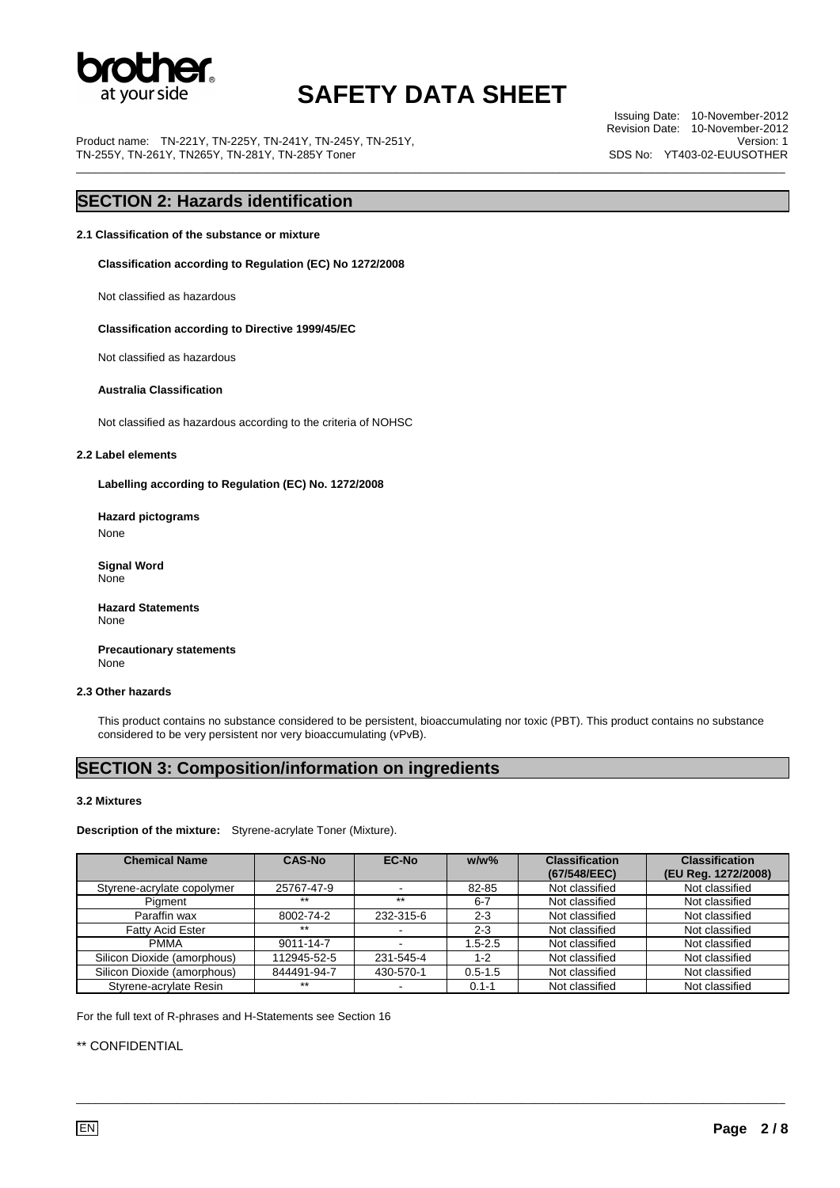## SECTION 2: Hazards identification

### 2.1 Classification of the substance or mixture

**Classification according to Regulation (EC) No 1272/2008**

Not classified as hazardous

**Classification according to Directive 1999/45/EC**

Not classified as hazardous

**Australia Classification**

Not classified as hazardous according to the criteria of NOHSC

### 2.2 Label elements

**Labelling according to Regulation (EC) No. 1272/2008**

**Hazard pictograms**
None

**Signal Word**
None

**Hazard Statements**
None

**Precautionary statements**
None

### 2.3 Other hazards

This product contains no substance considered to be persistent, bioaccumulating nor toxic (PBT). This product contains no substance considered to be very persistent nor very bioaccumulating (vPvB).

## SECTION 3: Composition/information on ingredients

### 3.2 Mixtures

**Description of the mixture:** Styrene-acrylate Toner (Mixture).

| Chemical Name | CAS-No | EC-No | w/w% | Classification (67/548/EEC) | Classification (EU Reg. 1272/2008) |
|---|---|---|---|---|---|
| Styrene-acrylate copolymer | 25767-47-9 | - | 82-85 | Not classified | Not classified |
| Pigment | ** | ** | 6-7 | Not classified | Not classified |
| Paraffin wax | 8002-74-2 | 232-315-6 | 2-3 | Not classified | Not classified |
| Fatty Acid Ester | ** | - | 2-3 | Not classified | Not classified |
| PMMA | 9011-14-7 | - | 1.5-2.5 | Not classified | Not classified |
| Silicon Dioxide (amorphous) | 112945-52-5 | 231-545-4 | 1-2 | Not classified | Not classified |
| Silicon Dioxide (amorphous) | 844491-94-7 | 430-570-1 | 0.5-1.5 | Not classified | Not classified |
| Styrene-acrylate Resin | ** | - | 0.1-1 | Not classified | Not classified |

For the full text of R-phrases and H-Statements see Section 16

** CONFIDENTIAL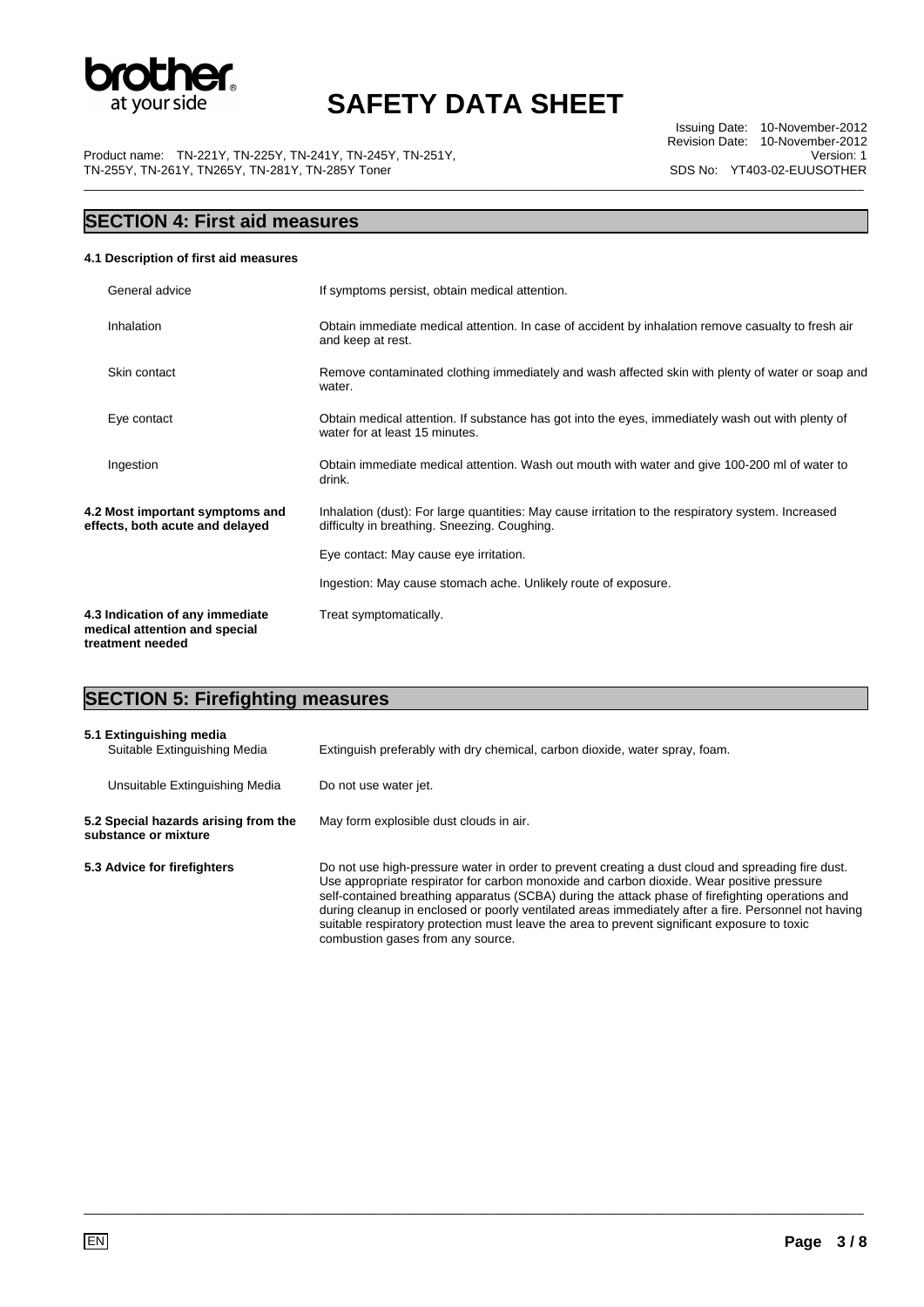## SECTION 4: First aid measures

### 4.1 Description of first aid measures

| | |
|---|---|
| General advice | If symptoms persist, obtain medical attention. |
| Inhalation | Obtain immediate medical attention. In case of accident by inhalation remove casualty to fresh air and keep at rest. |
| Skin contact | Remove contaminated clothing immediately and wash affected skin with plenty of water or soap and water. |
| Eye contact | Obtain medical attention. If substance has got into the eyes, immediately wash out with plenty of water for at least 15 minutes. |
| Ingestion | Obtain immediate medical attention. Wash out mouth with water and give 100-200 ml of water to drink. |

**4.2 Most important symptoms and effects, both acute and delayed**

Inhalation (dust): For large quantities: May cause irritation to the respiratory system. Increased difficulty in breathing. Sneezing. Coughing.

Eye contact: May cause eye irritation.

Ingestion: May cause stomach ache. Unlikely route of exposure.

**4.3 Indication of any immediate medical attention and special treatment needed**

Treat symptomatically.

## SECTION 5: Firefighting measures

### 5.1 Extinguishing media

| | |
|---|---|
| Suitable Extinguishing Media | Extinguish preferably with dry chemical, carbon dioxide, water spray, foam. |
| Unsuitable Extinguishing Media | Do not use water jet. |

**5.2 Special hazards arising from the substance or mixture**

May form explosible dust clouds in air.

**5.3 Advice for firefighters**

Do not use high-pressure water in order to prevent creating a dust cloud and spreading fire dust. Use appropriate respirator for carbon monoxide and carbon dioxide. Wear positive pressure self-contained breathing apparatus (SCBA) during the attack phase of firefighting operations and during cleanup in enclosed or poorly ventilated areas immediately after a fire. Personnel not having suitable respiratory protection must leave the area to prevent significant exposure to toxic combustion gases from any source.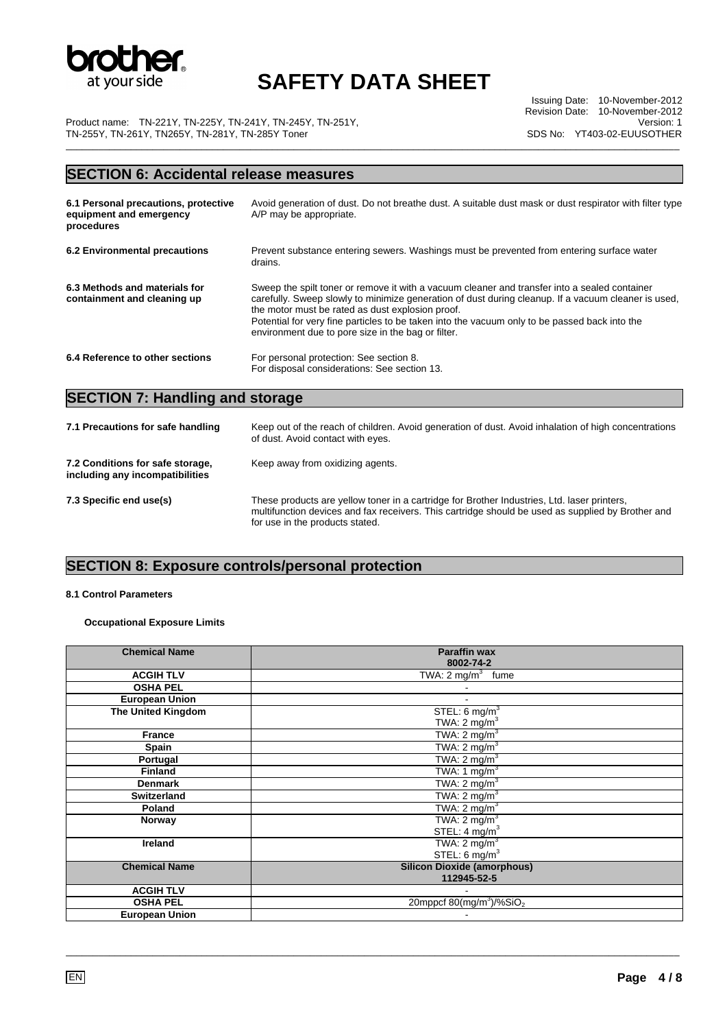## SECTION 6: Accidental release measures

**6.1 Personal precautions, protective equipment and emergency procedures**

Avoid generation of dust. Do not breathe dust. A suitable dust mask or dust respirator with filter type A/P may be appropriate.

**6.2 Environmental precautions**

Prevent substance entering sewers. Washings must be prevented from entering surface water drains.

**6.3 Methods and materials for containment and cleaning up**

Sweep the spilt toner or remove it with a vacuum cleaner and transfer into a sealed container carefully. Sweep slowly to minimize generation of dust during cleanup. If a vacuum cleaner is used, the motor must be rated as dust explosion proof.
Potential for very fine particles to be taken into the vacuum only to be passed back into the environment due to pore size in the bag or filter.

**6.4 Reference to other sections**

For personal protection: See section 8.
For disposal considerations: See section 13.

## SECTION 7: Handling and storage

**7.1 Precautions for safe handling**

Keep out of the reach of children. Avoid generation of dust. Avoid inhalation of high concentrations of dust. Avoid contact with eyes.

**7.2 Conditions for safe storage, including any incompatibilities**

Keep away from oxidizing agents.

**7.3 Specific end use(s)**

These products are yellow toner in a cartridge for Brother Industries, Ltd. laser printers, multifunction devices and fax receivers. This cartridge should be used as supplied by Brother and for use in the products stated.

## SECTION 8: Exposure controls/personal protection

**8.1 Control Parameters**

**Occupational Exposure Limits**

| Chemical Name | Paraffin wax 8002-74-2 |
|---|---|
| ACGIH TLV | TWA: 2 mg/m$^3$ fume |
| OSHA PEL | - |
| European Union | - |
| The United Kingdom | STEL: 6 mg/m$^3$<br>TWA: 2 mg/m$^3$ |
| France | TWA: 2 mg/m$^3$ |
| Spain | TWA: 2 mg/m$^3$ |
| Portugal | TWA: 2 mg/m$^3$ |
| Finland | TWA: 1 mg/m$^3$ |
| Denmark | TWA: 2 mg/m$^3$ |
| Switzerland | TWA: 2 mg/m$^3$ |
| Poland | TWA: 2 mg/m$^3$ |
| Norway | TWA: 2 mg/m$^3$<br>STEL: 4 mg/m$^3$ |
| Ireland | TWA: 2 mg/m$^3$<br>STEL: 6 mg/m$^3$ |
| **Chemical Name** | **Silicon Dioxide (amorphous) 112945-52-5** |
| ACGIH TLV | - |
| OSHA PEL | 20mppcf 80(mg/m$^3$)/%$SiO_2$ |
| European Union | - |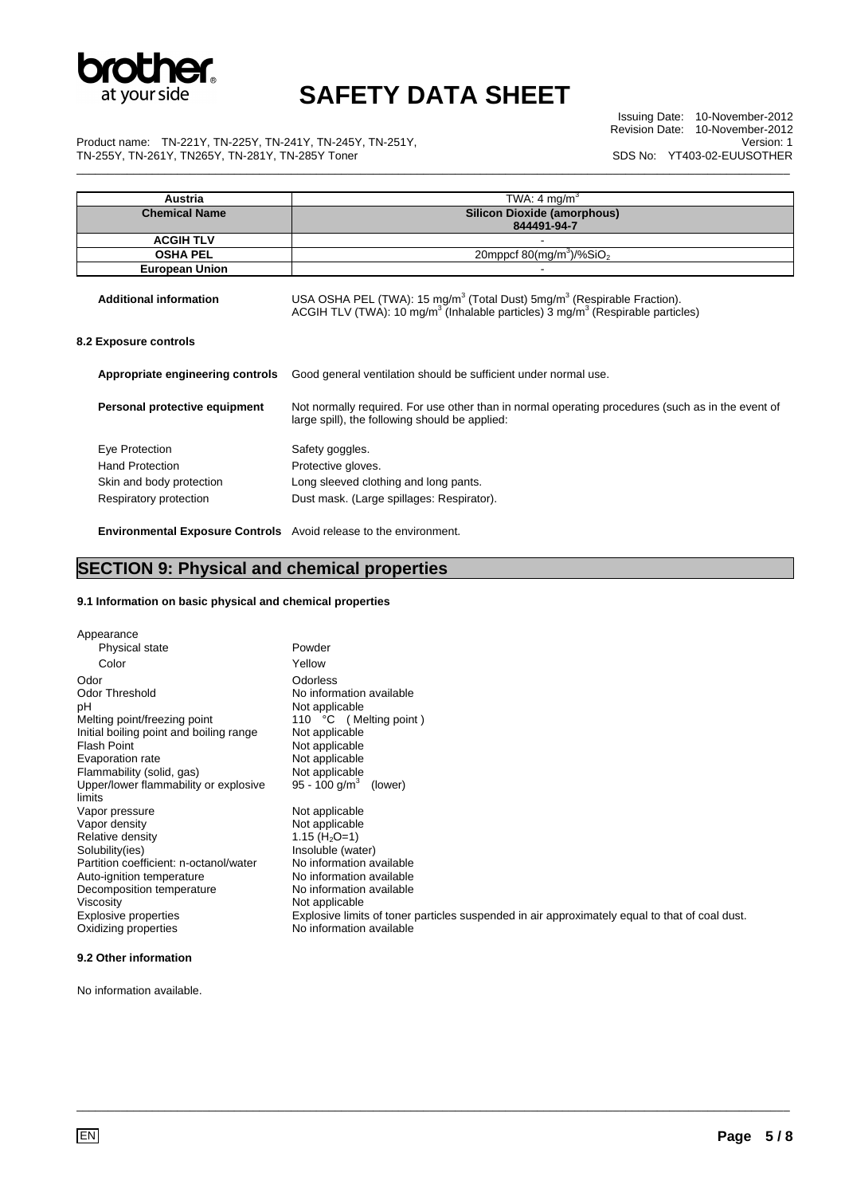| Austria | TWA: 4 mg/m$^3$ |
| --- | --- |
| **Chemical Name** | **Silicon Dioxide (amorphous) 844491-94-7** |
| **ACGIH TLV** | - |
| **OSHA PEL** | 20mppcf 80(mg/m$^3$)/%$SiO_2$ |
| **European Union** | - |

**Additional information** USA OSHA PEL (TWA): 15 mg/m$^3$ (Total Dust) 5mg/m$^3$ (Respirable Fraction). ACGIH TLV (TWA): 10 mg/m$^3$ (Inhalable particles) 3 mg/m$^3$ (Respirable particles)

### 8.2 Exposure controls

**Appropriate engineering controls** Good general ventilation should be sufficient under normal use.

**Personal protective equipment** Not normally required. For use other than in normal operating procedures (such as in the event of large spill), the following should be applied:

| | |
| --- | --- |
| Eye Protection | Safety goggles. |
| Hand Protection | Protective gloves. |
| Skin and body protection | Long sleeved clothing and long pants. |
| Respiratory protection | Dust mask. (Large spillages: Respirator). |

**Environmental Exposure Controls** Avoid release to the environment.

## SECTION 9: Physical and chemical properties

### 9.1 Information on basic physical and chemical properties

| | |
| --- | --- |
| Appearance | |
| Physical state | Powder |
| Color | Yellow |
| Odor | Odorless |
| Odor Threshold | No information available |
| pH | Not applicable |
| Melting point/freezing point | 110 °C ( Melting point ) |
| Initial boiling point and boiling range | Not applicable |
| Flash Point | Not applicable |
| Evaporation rate | Not applicable |
| Flammability (solid, gas) | Not applicable |
| Upper/lower flammability or explosive limits | 95 - 100 g/m$^3$ (lower) |
| Vapor pressure | Not applicable |
| Vapor density | Not applicable |
| Relative density | 1.15 ($H_2O$=1) |
| Solubility(ies) | Insoluble (water) |
| Partition coefficient: n-octanol/water | No information available |
| Auto-ignition temperature | No information available |
| Decomposition temperature | No information available |
| Viscosity | Not applicable |
| Explosive properties | Explosive limits of toner particles suspended in air approximately equal to that of coal dust. |
| Oxidizing properties | No information available |

### 9.2 Other information

No information available.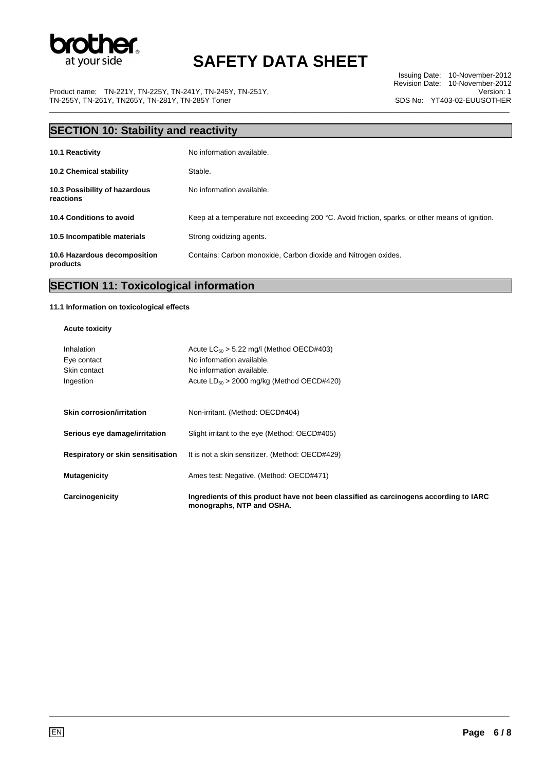## SECTION 10: Stability and reactivity

| | |
|---|---|
| **10.1 Reactivity** | No information available. |
| **10.2 Chemical stability** | Stable. |
| **10.3 Possibility of hazardous reactions** | No information available. |
| **10.4 Conditions to avoid** | Keep at a temperature not exceeding 200 °C. Avoid friction, sparks, or other means of ignition. |
| **10.5 Incompatible materials** | Strong oxidizing agents. |
| **10.6 Hazardous decomposition products** | Contains: Carbon monoxide, Carbon dioxide and Nitrogen oxides. |

## SECTION 11: Toxicological information

### 11.1 Information on toxicological effects

**Acute toxicity**

| | |
|---|---|
| Inhalation | Acute $LC_{50}$ > 5.22 mg/l (Method OECD#403) |
| Eye contact | No information available. |
| Skin contact | No information available. |
| Ingestion | Acute $LD_{50}$ > 2000 mg/kg (Method OECD#420) |

| | |
|---|---|
| **Skin corrosion/irritation** | Non-irritant. (Method: OECD#404) |
| **Serious eye damage/irritation** | Slight irritant to the eye (Method: OECD#405) |
| **Respiratory or skin sensitisation** | It is not a skin sensitizer. (Method: OECD#429) |
| **Mutagenicity** | Ames test: Negative. (Method: OECD#471) |
| **Carcinogenicity** | **Ingredients of this product have not been classified as carcinogens according to IARC monographs, NTP and OSHA**. |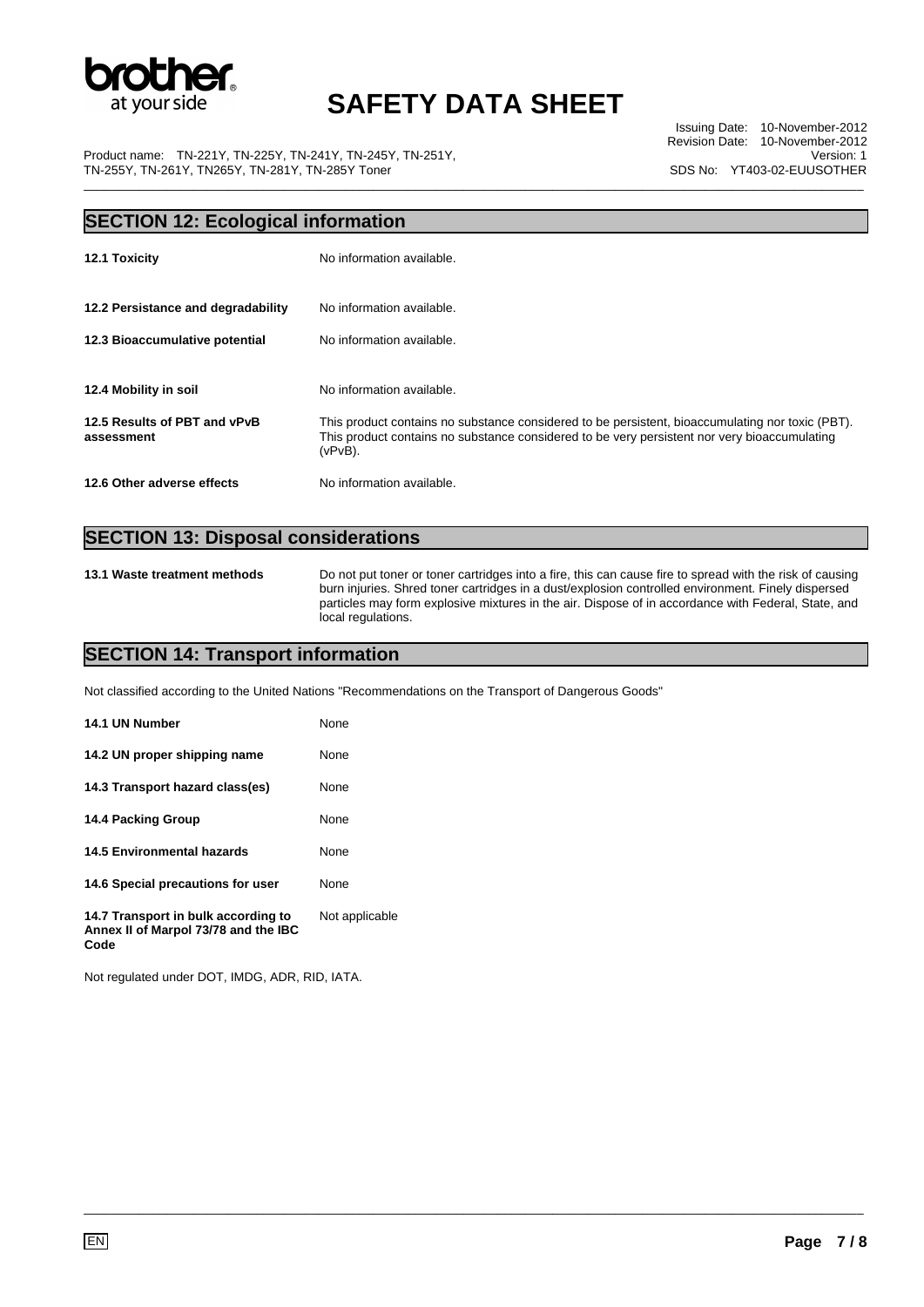## SECTION 12: Ecological information

**12.1 Toxicity** No information available.

**12.2 Persistance and degradability** No information available.

**12.3 Bioaccumulative potential** No information available.

**12.4 Mobility in soil** No information available.

**12.5 Results of PBT and vPvB assessment** This product contains no substance considered to be persistent, bioaccumulating nor toxic (PBT). This product contains no substance considered to be very persistent nor very bioaccumulating (vPvB).

**12.6 Other adverse effects** No information available.

## SECTION 13: Disposal considerations

**13.1 Waste treatment methods** Do not put toner or toner cartridges into a fire, this can cause fire to spread with the risk of causing burn injuries. Shred toner cartridges in a dust/explosion controlled environment. Finely dispersed particles may form explosive mixtures in the air. Dispose of in accordance with Federal, State, and local regulations.

## SECTION 14: Transport information

Not classified according to the United Nations "Recommendations on the Transport of Dangerous Goods"

**14.1 UN Number** None

**14.2 UN proper shipping name** None

**14.3 Transport hazard class(es)** None

**14.4 Packing Group** None

**14.5 Environmental hazards** None

**14.6 Special precautions for user** None

**14.7 Transport in bulk according to Annex II of Marpol 73/78 and the IBC Code** Not applicable

Not regulated under DOT, IMDG, ADR, RID, IATA.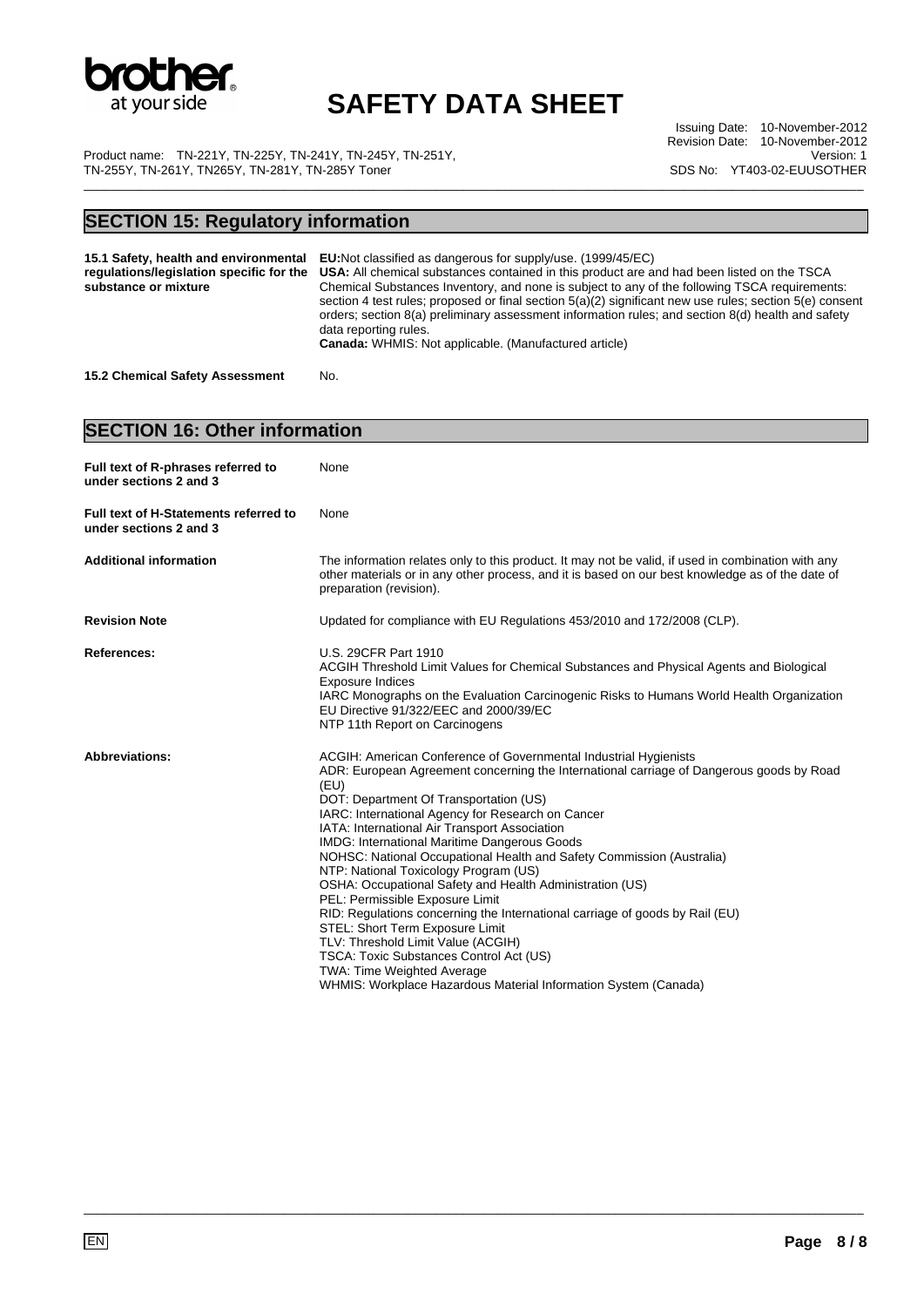## SECTION 15: Regulatory information

**15.1 Safety, health and environmental regulations/legislation specific for the substance or mixture**

**EU:** Not classified as dangerous for supply/use. (1999/45/EC)
**USA:** All chemical substances contained in this product are and had been listed on the TSCA Chemical Substances Inventory, and none is subject to any of the following TSCA requirements: section 4 test rules; proposed or final section 5(a)(2) significant new use rules; section 5(e) consent orders; section 8(a) preliminary assessment information rules; and section 8(d) health and safety data reporting rules.
**Canada:** WHMIS: Not applicable. (Manufactured article)

**15.2 Chemical Safety Assessment** No.

## SECTION 16: Other information

**Full text of R-phrases referred to under sections 2 and 3** None

**Full text of H-Statements referred to under sections 2 and 3** None

**Additional information** The information relates only to this product. It may not be valid, if used in combination with any other materials or in any other process, and it is based on our best knowledge as of the date of preparation (revision).

**Revision Note** Updated for compliance with EU Regulations 453/2010 and 172/2008 (CLP).

**References:**

U.S. 29CFR Part 1910
ACGIH Threshold Limit Values for Chemical Substances and Physical Agents and Biological Exposure Indices
IARC Monographs on the Evaluation Carcinogenic Risks to Humans World Health Organization
EU Directive 91/322/EEC and 2000/39/EC
NTP 11th Report on Carcinogens

**Abbreviations:**

ACGIH: American Conference of Governmental Industrial Hygienists
ADR: European Agreement concerning the International carriage of Dangerous goods by Road (EU)
DOT: Department Of Transportation (US)
IARC: International Agency for Research on Cancer
IATA: International Air Transport Association
IMDG: International Maritime Dangerous Goods
NOHSC: National Occupational Health and Safety Commission (Australia)
NTP: National Toxicology Program (US)
OSHA: Occupational Safety and Health Administration (US)
PEL: Permissible Exposure Limit
RID: Regulations concerning the International carriage of goods by Rail (EU)
STEL: Short Term Exposure Limit
TLV: Threshold Limit Value (ACGIH)
TSCA: Toxic Substances Control Act (US)
TWA: Time Weighted Average
WHMIS: Workplace Hazardous Material Information System (Canada)